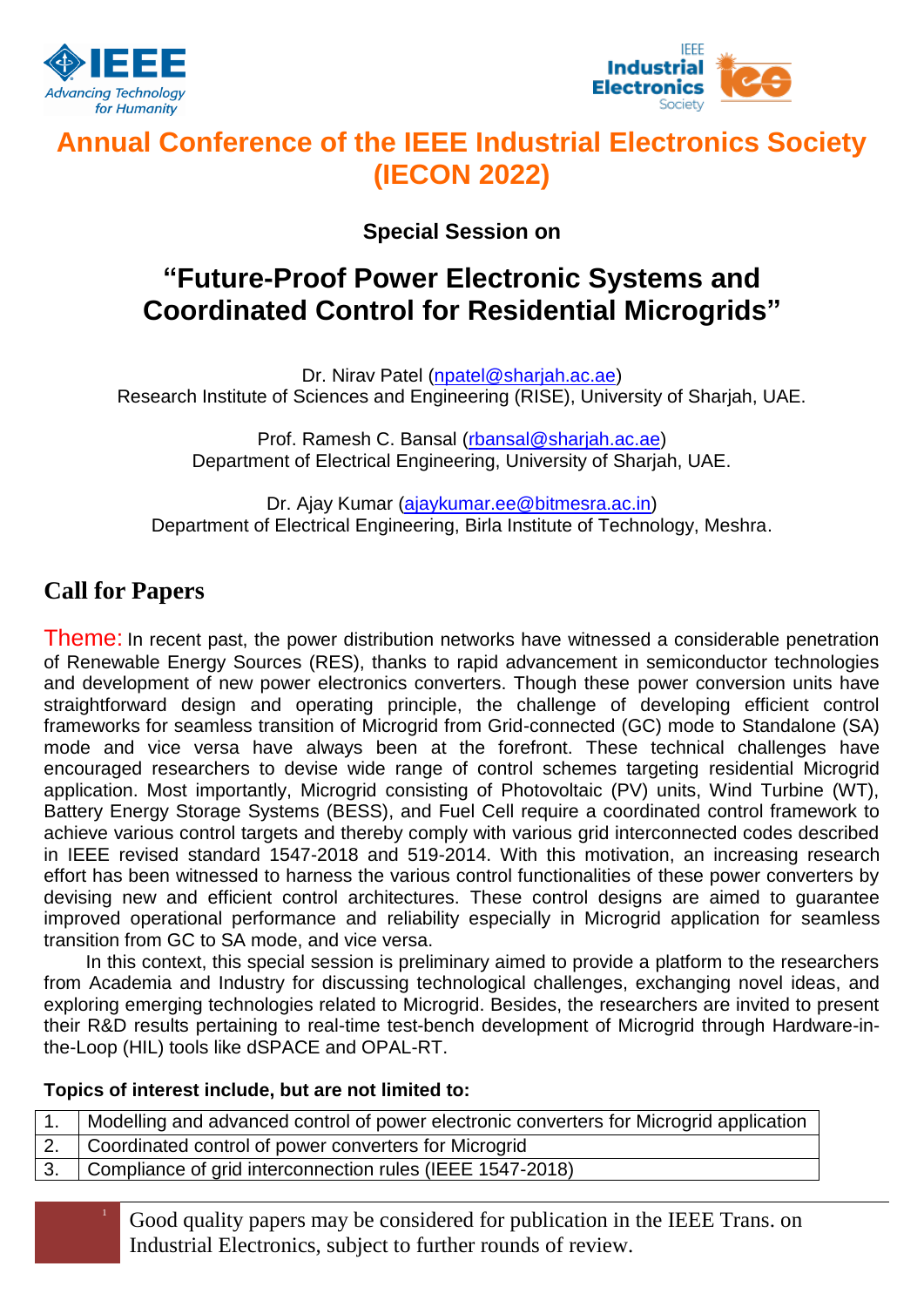# Annual Conference of the IEEE Industrial Electronics Society (IECON 2022)

**Special Session on**

## "Future-Proof Power Electronic Systems and Coordinated Control for Residential Microgrids"

Dr. Nirav Patel (npatel@sharjah.ac.ae)
Research Institute of Sciences and Engineering (RISE), University of Sharjah, UAE.

Prof. Ramesh C. Bansal (rbansal@sharjah.ac.ae)
Department of Electrical Engineering, University of Sharjah, UAE.

Dr. Ajay Kumar (ajaykumar.ee@bitmesra.ac.in)
Department of Electrical Engineering, Birla Institute of Technology, Meshra.

## Call for Papers

Theme: In recent past, the power distribution networks have witnessed a considerable penetration of Renewable Energy Sources (RES), thanks to rapid advancement in semiconductor technologies and development of new power electronics converters. Though these power conversion units have straightforward design and operating principle, the challenge of developing efficient control frameworks for seamless transition of Microgrid from Grid-connected (GC) mode to Standalone (SA) mode and vice versa have always been at the forefront. These technical challenges have encouraged researchers to devise wide range of control schemes targeting residential Microgrid application. Most importantly, Microgrid consisting of Photovoltaic (PV) units, Wind Turbine (WT), Battery Energy Storage Systems (BESS), and Fuel Cell require a coordinated control framework to achieve various control targets and thereby comply with various grid interconnected codes described in IEEE revised standard 1547-2018 and 519-2014. With this motivation, an increasing research effort has been witnessed to harness the various control functionalities of these power converters by devising new and efficient control architectures. These control designs are aimed to guarantee improved operational performance and reliability especially in Microgrid application for seamless transition from GC to SA mode, and vice versa.

In this context, this special session is preliminary aimed to provide a platform to the researchers from Academia and Industry for discussing technological challenges, exchanging novel ideas, and exploring emerging technologies related to Microgrid. Besides, the researchers are invited to present their R&D results pertaining to real-time test-bench development of Microgrid through Hardware-in-the-Loop (HIL) tools like dSPACE and OPAL-RT.

**Topics of interest include, but are not limited to:**

| | |
|---|---|
| 1. | Modelling and advanced control of power electronic converters for Microgrid application |
| 2. | Coordinated control of power converters for Microgrid |
| 3. | Compliance of grid interconnection rules (IEEE 1547-2018) |

Good quality papers may be considered for publication in the IEEE Trans. on Industrial Electronics, subject to further rounds of review.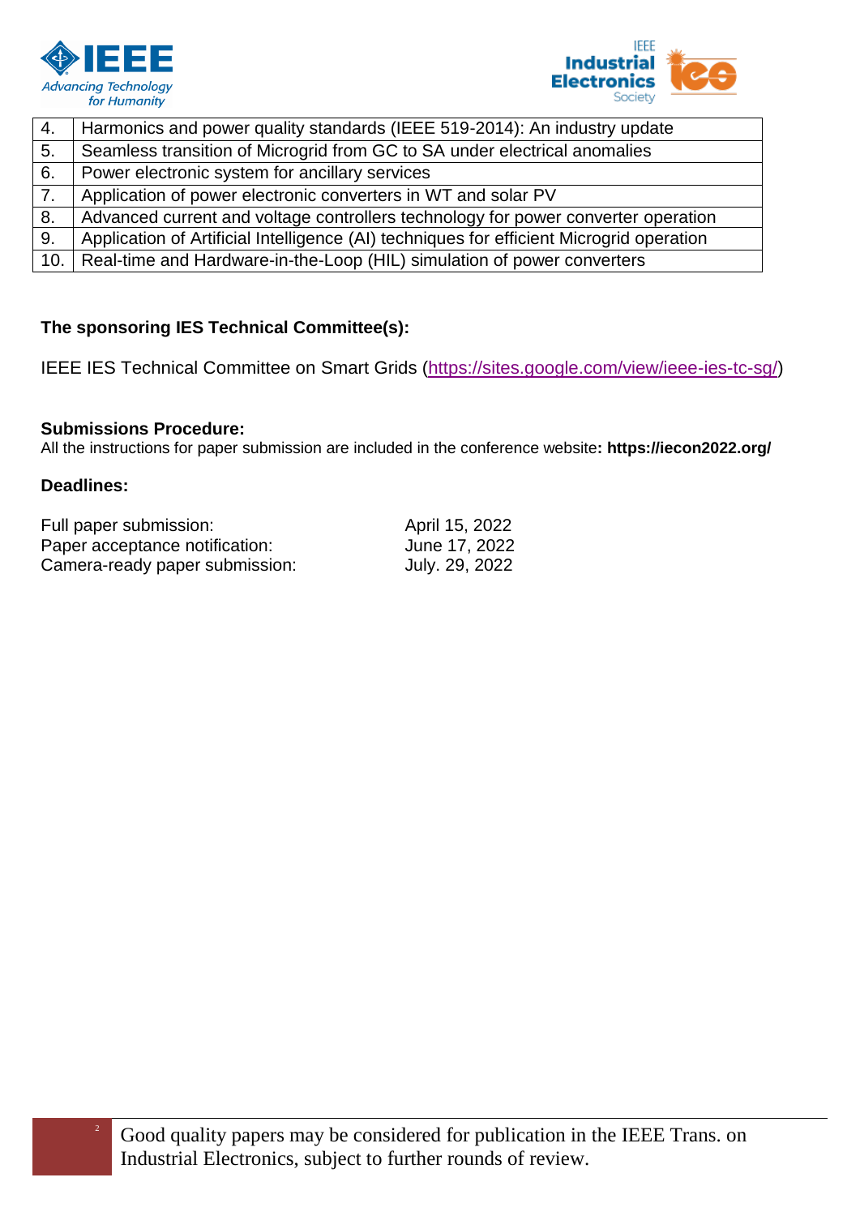| | |
|---|---|
| 4. | Harmonics and power quality standards (IEEE 519-2014): An industry update |
| 5. | Seamless transition of Microgrid from GC to SA under electrical anomalies |
| 6. | Power electronic system for ancillary services |
| 7. | Application of power electronic converters in WT and solar PV |
| 8. | Advanced current and voltage controllers technology for power converter operation |
| 9. | Application of Artificial Intelligence (AI) techniques for efficient Microgrid operation |
| 10. | Real-time and Hardware-in-the-Loop (HIL) simulation of power converters |

**The sponsoring IES Technical Committee(s):**

IEEE IES Technical Committee on Smart Grids (https://sites.google.com/view/ieee-ies-tc-sg/)

**Submissions Procedure:**

All the instructions for paper submission are included in the conference website**: https://iecon2022.org/**

**Deadlines:**

Full paper submission: April 15, 2022
Paper acceptance notification: June 17, 2022
Camera-ready paper submission: July. 29, 2022

Good quality papers may be considered for publication in the IEEE Trans. on Industrial Electronics, subject to further rounds of review.